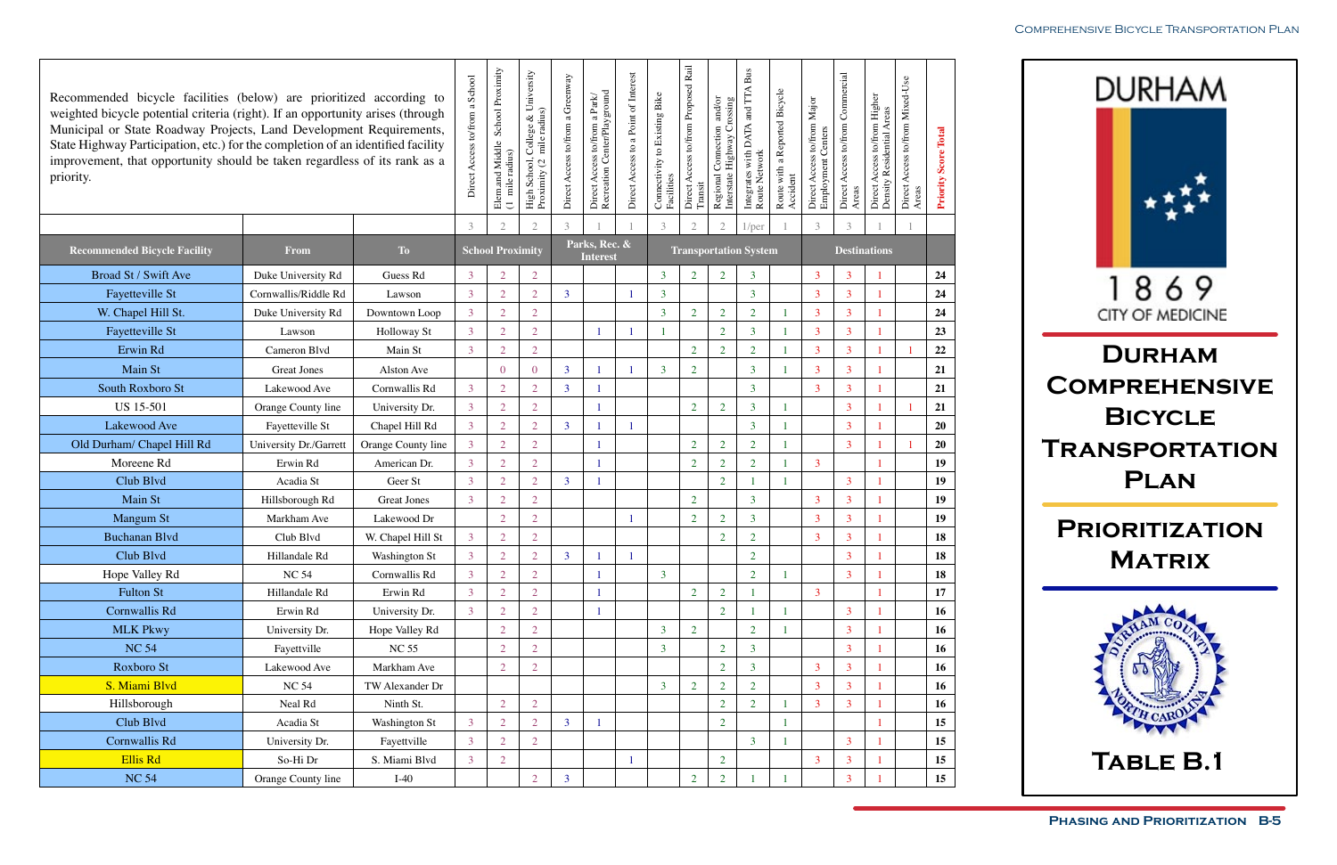# Durham Comprehensive Bicycle Transportation Plan

## Prioritization Matrix

## Table B.1

Recommended bicycle facilities (below) are prioritized according to weighted bicycle potential criteria (right). If an opportunity arises (through Municipal or State Roadway Projects, Land Development Requirements, State Highway Participation, etc.) for the completion of an identified facility improvement, that opportunity should be taken regardless of its rank as a priority.

| Recommended Bicycle Facility | From | To | Direct Access to/from a School | Elem and Middle School Proximity (1 mile radius) | High School, College & University Proximity (2 mile radius) | Direct Access to/from a Greenway | Direct Access to/from a Park/ Recreation Center/Playground | Direct Access to a Point of Interest | Connectivity to Existing Bike Facilities | Direct Access to/from Proposed Rail Transit | Regional Connection and/or Interstate Highway Crossing | Integrates with DATA and TTA Bus Route Network | Route with a Reported Bicycle Accident | Direct Access to/from Major Employment Centers | Direct Access to/from Commercial Areas | Direct Access to/from Higher Density Residential Areas | Direct Access to/from Mixed-Use Areas | Priority Score Total |
|---|---|---|---|---|---|---|---|---|---|---|---|---|---|---|---|---|---|---|
| | | | 3 | 2 | 2 | 3 | 1 | 1 | 3 | 2 | 2 | 1/per | 1 | 3 | 3 | 1 | 1 | |
| | | | School Proximity | | | Parks, Rec. & Interest | | | Transportation System | | | | | Destinations | | | | |
| Broad St / Swift Ave | Duke University Rd | Guess Rd | 3 | 2 | 2 | | | | 3 | 2 | 2 | 3 | | 3 | 3 | 1 | | **24** |
| Fayetteville St | Cornwallis/Riddle Rd | Lawson | 3 | 2 | 2 | 3 | | 1 | 3 | | | 3 | | 3 | 3 | 1 | | **24** |
| W. Chapel Hill St. | Duke University Rd | Downtown Loop | 3 | 2 | 2 | | | | 3 | 2 | 2 | 2 | 1 | 3 | 3 | 1 | | **24** |
| Fayetteville St | Lawson | Holloway St | 3 | 2 | 2 | | 1 | 1 | 1 | | 2 | 3 | 1 | 3 | 3 | 1 | | **23** |
| Erwin Rd | Cameron Blvd | Main St | 3 | 2 | 2 | | | | | 2 | 2 | 2 | 1 | 3 | 3 | 1 | 1 | **22** |
| Main St | Great Jones | Alston Ave | | 0 | 0 | 3 | 1 | 1 | 3 | 2 | | 3 | 1 | 3 | 3 | 1 | | **21** |
| South Roxboro St | Lakewood Ave | Cornwallis Rd | 3 | 2 | 2 | 3 | 1 | | | | | 3 | | 3 | 3 | 1 | | **21** |
| US 15-501 | Orange County line | University Dr. | 3 | 2 | 2 | | 1 | | | 2 | 2 | 3 | 1 | | 3 | 1 | 1 | **21** |
| Lakewood Ave | Fayetteville St | Chapel Hill Rd | 3 | 2 | 2 | 3 | 1 | 1 | | | | 3 | 1 | | 3 | 1 | | **20** |
| Old Durham/ Chapel Hill Rd | University Dr./Garrett | Orange County line | 3 | 2 | 2 | | 1 | | | 2 | 2 | 2 | 1 | | 3 | 1 | 1 | **20** |
| Moreene Rd | Erwin Rd | American Dr. | 3 | 2 | 2 | | 1 | | | 2 | 2 | 2 | 1 | 3 | | 1 | | **19** |
| Club Blvd | Acadia St | Geer St | 3 | 2 | 2 | 3 | 1 | | | | 2 | 1 | 1 | | 3 | 1 | | **19** |
| Main St | Hillsborough Rd | Great Jones | 3 | 2 | 2 | | | | | 2 | | 3 | | 3 | 3 | 1 | | **19** |
| Mangum St | Markham Ave | Lakewood Dr | | 2 | 2 | | | 1 | | 2 | 2 | 3 | | 3 | 3 | 1 | | **19** |
| Buchanan Blvd | Club Blvd | W. Chapel Hill St | 3 | 2 | 2 | | | | | | 2 | 2 | | 3 | 3 | 1 | | **18** |
| Club Blvd | Hillandale Rd | Washington St | 3 | 2 | 2 | 3 | 1 | 1 | | | | 2 | | | 3 | 1 | | **18** |
| Hope Valley Rd | NC 54 | Cornwallis Rd | 3 | 2 | 2 | | 1 | | 3 | | | 2 | 1 | | 3 | 1 | | **18** |
| Fulton St | Hillandale Rd | Erwin Rd | 3 | 2 | 2 | | 1 | | | 2 | 2 | 1 | | 3 | | 1 | | **17** |
| Cornwallis Rd | Erwin Rd | University Dr. | 3 | 2 | 2 | | 1 | | | | 2 | 1 | 1 | | 3 | 1 | | **16** |
| MLK Pkwy | University Dr. | Hope Valley Rd | | 2 | 2 | | | | 3 | 2 | | 2 | 1 | | 3 | 1 | | **16** |
| NC 54 | Fayettville | NC 55 | | 2 | 2 | | | | 3 | | 2 | 3 | | | 3 | 1 | | **16** |
| Roxboro St | Lakewood Ave | Markham Ave | | 2 | 2 | | | | | | 2 | 3 | | 3 | 3 | 1 | | **16** |
| S. Miami Blvd | NC 54 | TW Alexander Dr | | | | | | | 3 | 2 | 2 | 2 | | 3 | 3 | 1 | | **16** |
| Hillsborough | Neal Rd | Ninth St. | | 2 | 2 | | | | | | 2 | 2 | 1 | 3 | 3 | 1 | | **16** |
| Club Blvd | Acadia St | Washington St | 3 | 2 | 2 | 3 | 1 | | | | 2 | | 1 | | | 1 | | **15** |
| Cornwallis Rd | University Dr. | Fayettville | 3 | 2 | 2 | | | | | | | 3 | 1 | | 3 | 1 | | **15** |
| Ellis Rd | So-Hi Dr | S. Miami Blvd | 3 | 2 | | | | 1 | | | 2 | | | 3 | 3 | 1 | | **15** |
| NC 54 | Orange County line | I-40 | | | 2 | 3 | | | | 2 | 2 | 1 | 1 | | 3 | 1 | | **15** |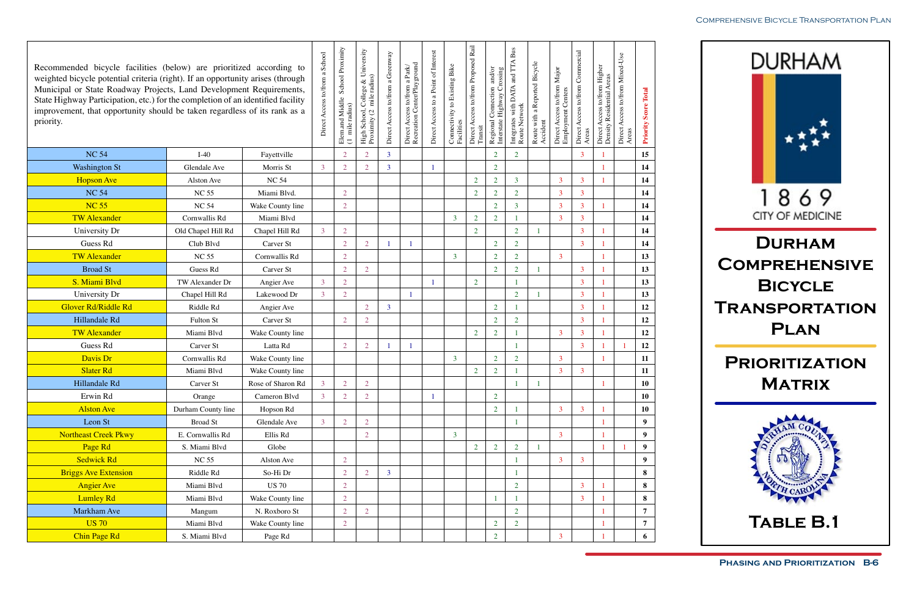## Durham Comprehensive Bicycle Transportation Plan

## Prioritization Matrix

### Table B.1

| Recommended bicycle facilities (below) are prioritized according to weighted bicycle potential criteria (right). If an opportunity arises (through Municipal or State Roadway Projects, Land Development Requirements, State Highway Participation, etc.) for the completion of an identified facility improvement, that opportunity should be taken regardless of its rank as a priority. | | | Direct Access to/from a School | Elem and Middle School Proximity (1 mile radius) | High School, College & University Proximity (2 mile radius) | Direct Access to/from a Greenway | Direct Access to/from a Park/ Recreation Center/Playground | Direct Access to a Point of Interest | Connectivity to Existing Bike Facilities | Direct Access to/from Proposed Rail Transit | Regional Connection and/or Interstate Highway Crossing | Integrates with DATA and TTA Bus Route Network | Route with a Reported Bicycle Accident | Direct Access to/from Major Employment Centers | Direct Access to/from Commercial Areas | Direct Access to/from Higher Density Residential Areas | Direct Access to/from Mixed-Use Areas | **Priority Score Total** |
|---|---|---|---|---|---|---|---|---|---|---|---|---|---|---|---|---|---|---|
| NC 54 | I-40 | Fayetteville | | 2 | 2 | 3 | | | | | 2 | 2 | | | 3 | 1 | | **15** |
| Washington St | Glendale Ave | Morris St | 3 | 2 | 2 | 3 | | 1 | | | 2 | | | | | 1 | | **14** |
| Hopson Ave | Alston Ave | NC 54 | | | | | | | | 2 | 2 | 3 | | 3 | 3 | 1 | | **14** |
| NC 54 | NC 55 | Miami Blvd. | | 2 | | | | | | 2 | 2 | 2 | | 3 | 3 | | | **14** |
| NC 55 | NC 54 | Wake County line | | 2 | | | | | | | 2 | 3 | | 3 | 3 | 1 | | **14** |
| TW Alexander | Cornwallis Rd | Miami Blvd | | | | | | | 3 | 2 | 2 | 1 | | 3 | 3 | | | **14** |
| University Dr | Old Chapel Hill Rd | Chapel Hill Rd | 3 | 2 | | | | | | 2 | | 2 | 1 | | 3 | 1 | | **14** |
| Guess Rd | Club Blvd | Carver St | | 2 | 2 | 1 | 1 | | | | 2 | 2 | | | 3 | 1 | | **14** |
| TW Alexander | NC 55 | Cornwallis Rd | | 2 | | | | | 3 | | 2 | 2 | | 3 | | 1 | | **13** |
| Broad St | Guess Rd | Carver St | | 2 | 2 | | | | | | 2 | 2 | 1 | | 3 | 1 | | **13** |
| S. Miami Blvd | TW Alexander Dr | Angier Ave | 3 | 2 | | | | 1 | | 2 | | 1 | | | 3 | 1 | | **13** |
| University Dr | Chapel Hill Rd | Lakewood Dr | 3 | 2 | | | 1 | | | | | 2 | 1 | | 3 | 1 | | **13** |
| Glover Rd/Riddle Rd | Riddle Rd | Angier Ave | | | 2 | 3 | | | | | 2 | 1 | | | 3 | 1 | | **12** |
| Hillandale Rd | Fulton St | Carver St | | 2 | 2 | | | | | | 2 | 2 | | | 3 | 1 | | **12** |
| TW Alexander | Miami Blvd | Wake County line | | | | | | | | 2 | 2 | 1 | | 3 | 3 | 1 | | **12** |
| Guess Rd | Carver St | Latta Rd | | 2 | 2 | 1 | 1 | | | | | 1 | | | 3 | 1 | 1 | **12** |
| Davis Dr | Cornwallis Rd | Wake County line | | | | | | | 3 | | 2 | 2 | | 3 | | 1 | | **11** |
| Slater Rd | Miami Blvd | Wake County line | | | | | | | | 2 | 2 | 1 | | 3 | 3 | | | **11** |
| Hillandale Rd | Carver St | Rose of Sharon Rd | 3 | 2 | 2 | | | | | | | 1 | 1 | | | 1 | | **10** |
| Erwin Rd | Orange | Cameron Blvd | 3 | 2 | 2 | | | 1 | | | 2 | | | | | | | **10** |
| Alston Ave | Durham County line | Hopson Rd | | | | | | | | | 2 | 1 | | 3 | 3 | 1 | | **10** |
| Leon St | Broad St | Glendale Ave | 3 | 2 | 2 | | | | | | | 1 | | | | 1 | | **9** |
| Northeast Creek Pkwy | E. Cornwallis Rd | Ellis Rd | | | 2 | | | | 3 | | | | | 3 | | 1 | | **9** |
| Page Rd | S. Miami Blvd | Globe | | | | | | | | 2 | 2 | 2 | 1 | | | 1 | 1 | **9** |
| Sedwick Rd | NC 55 | Alston Ave | | 2 | | | | | | | | 1 | | 3 | 3 | | | **9** |
| Briggs Ave Extension | Riddle Rd | So-Hi Dr | | 2 | 2 | 3 | | | | | | 1 | | | | | | **8** |
| Angier Ave | Miami Blvd | US 70 | | 2 | | | | | | | | 2 | | | 3 | 1 | | **8** |
| Lumley Rd | Miami Blvd | Wake County line | | 2 | | | | | | | 1 | 1 | | | 3 | 1 | | **8** |
| Markham Ave | Mangum | N. Roxboro St | | 2 | 2 | | | | | | | 2 | | | | 1 | | **7** |
| US 70 | Miami Blvd | Wake County line | | 2 | | | | | | | 2 | 2 | | | | 1 | | **7** |
| Chin Page Rd | S. Miami Blvd | Page Rd | | | | | | | | | 2 | | | 3 | | 1 | | **6** |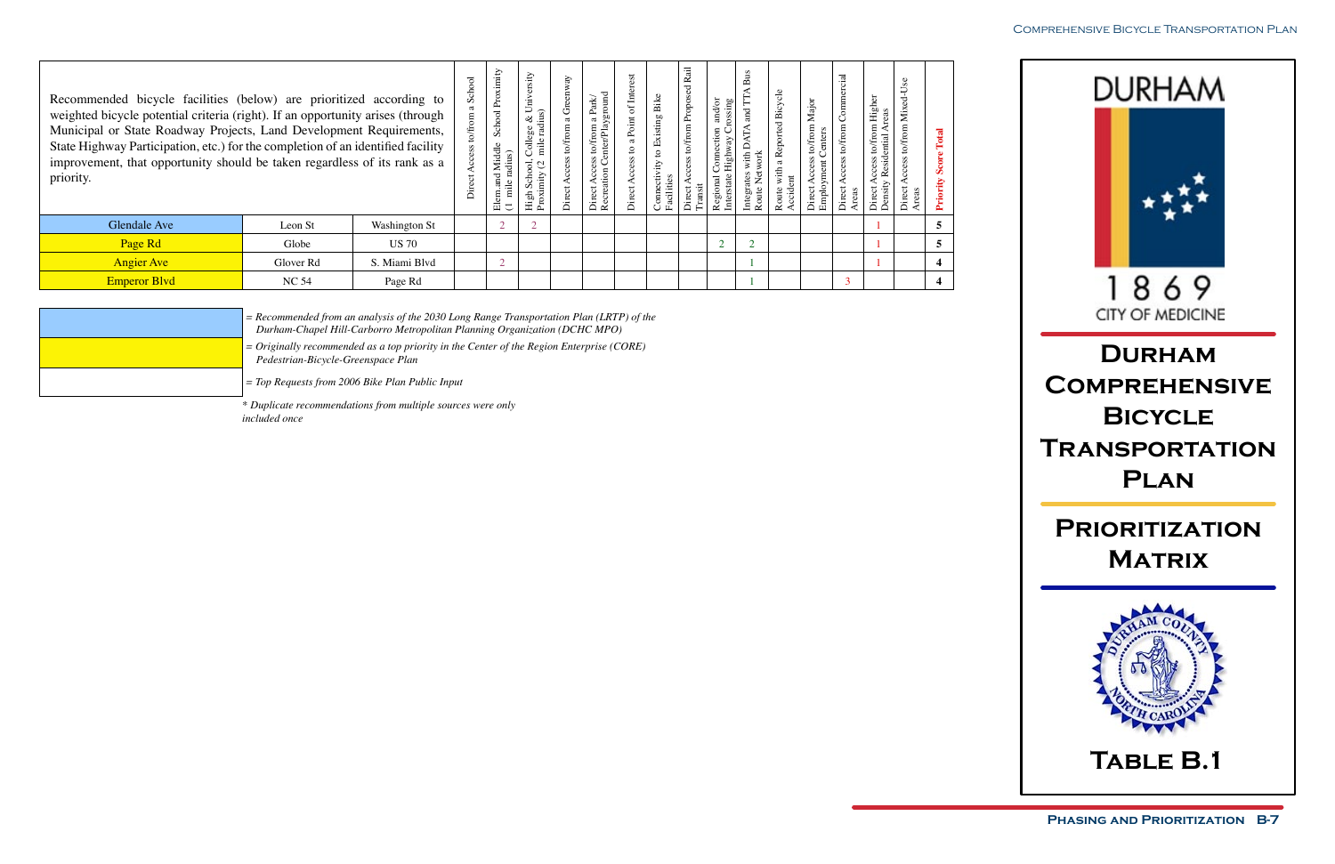# Durham Comprehensive Bicycle Transportation Plan

## Prioritization Matrix

## Table B.1

| Recommended bicycle facilities (below) are prioritized according to weighted bicycle potential criteria (right). If an opportunity arises (through Municipal or State Roadway Projects, Land Development Requirements, State Highway Participation, etc.) for the completion of an identified facility improvement, that opportunity should be taken regardless of its rank as a priority. | | | Direct Access to/from a School | Elem. and Middle School Proximity (1 mile radius) | High School, College & University Proximity (2 mile radius) | Direct Access to/from a Greenway | Direct Access to/from a Park/ Recreation Center/Playground | Direct Access to a Point of Interest | Connectivity to Existing Bike Facilities | Direct Access to/from Proposed Rail Transit | Regional Connection and/or Interstate Highway Crossing | Integrates with DATA and TTA Bus Route Network | Route with a Reported Bicycle Accident | Direct Access to/from Major Employment Centers | Direct Access to/from Commercial Areas | Direct Access to/from Higher Density Residential Areas | Direct Access to/from Mixed-Use Areas | **Priority Score Total** |
|---|---|---|---|---|---|---|---|---|---|---|---|---|---|---|---|---|---|---|
| Glendale Ave | Leon St | Washington St | | 2 | 2 | | | | | | | | | | | 1 | | **5** |
| Page Rd | Globe | US 70 | | | | | | | | | 2 | 2 | | | | 1 | | **5** |
| Angier Ave | Glover Rd | S. Miami Blvd | | 2 | | | | | | | | 1 | | | | 1 | | **4** |
| Emperor Blvd | NC 54 | Page Rd | | | | | | | | | | 1 | | | 3 | | | **4** |

| | |
|---|---|
| (blue) | *= Recommended from an analysis of the 2030 Long Range Transportation Plan (LRTP) of the Durham-Chapel Hill-Carborro Metropolitan Planning Organization (DCHC MPO)* |
| (yellow) | *= Originally recommended as a top priority in the Center of the Region Enterprise (CORE) Pedestrian-Bicycle-Greenspace Plan* |
| (white) | *= Top Requests from 2006 Bike Plan Public Input* |

*\* Duplicate recommendations from multiple sources were only included once*